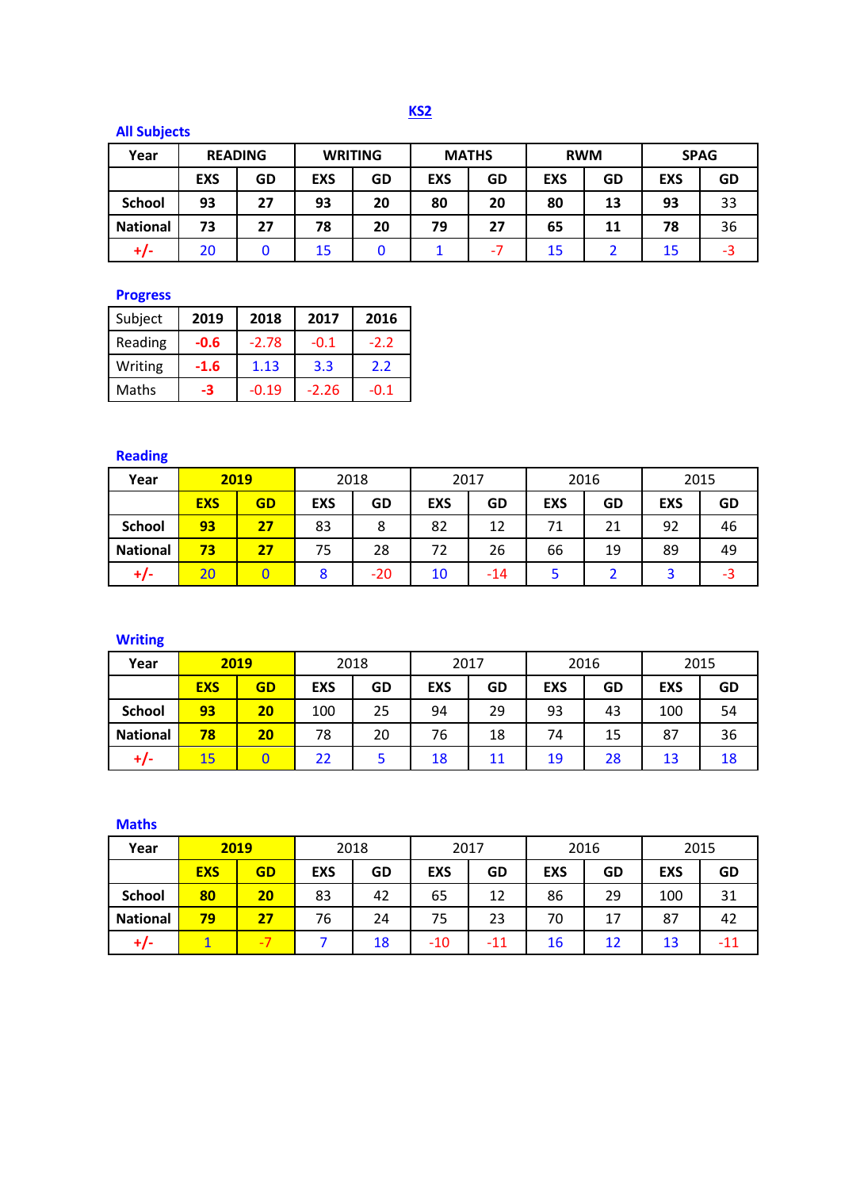# KS2

## All Subjects

| Year | READING | | WRITING | | MATHS | | RWM | | SPAG | |
|---|---|---|---|---|---|---|---|---|---|---|
| | EXS | GD | EXS | GD | EXS | GD | EXS | GD | EXS | GD |
| School | 93 | 27 | 93 | 20 | 80 | 20 | 80 | 13 | 93 | 33 |
| National | 73 | 27 | 78 | 20 | 79 | 27 | 65 | 11 | 78 | 36 |
| +/- | 20 | 0 | 15 | 0 | 1 | -7 | 15 | 2 | 15 | -3 |

## Progress

| Subject | 2019 | 2018 | 2017 | 2016 |
|---|---|---|---|---|
| Reading | -0.6 | -2.78 | -0.1 | -2.2 |
| Writing | -1.6 | 1.13 | 3.3 | 2.2 |
| Maths | -3 | -0.19 | -2.26 | -0.1 |

## Reading

| Year | 2019 | | 2018 | | 2017 | | 2016 | | 2015 | |
|---|---|---|---|---|---|---|---|---|---|---|
| | EXS | GD | EXS | GD | EXS | GD | EXS | GD | EXS | GD |
| School | 93 | 27 | 83 | 8 | 82 | 12 | 71 | 21 | 92 | 46 |
| National | 73 | 27 | 75 | 28 | 72 | 26 | 66 | 19 | 89 | 49 |
| +/- | 20 | 0 | 8 | -20 | 10 | -14 | 5 | 2 | 3 | -3 |

## Writing

| Year | 2019 | | 2018 | | 2017 | | 2016 | | 2015 | |
|---|---|---|---|---|---|---|---|---|---|---|
| | EXS | GD | EXS | GD | EXS | GD | EXS | GD | EXS | GD |
| School | 93 | 20 | 100 | 25 | 94 | 29 | 93 | 43 | 100 | 54 |
| National | 78 | 20 | 78 | 20 | 76 | 18 | 74 | 15 | 87 | 36 |
| +/- | 15 | 0 | 22 | 5 | 18 | 11 | 19 | 28 | 13 | 18 |

## Maths

| Year | 2019 | | 2018 | | 2017 | | 2016 | | 2015 | |
|---|---|---|---|---|---|---|---|---|---|---|
| | EXS | GD | EXS | GD | EXS | GD | EXS | GD | EXS | GD |
| School | 80 | 20 | 83 | 42 | 65 | 12 | 86 | 29 | 100 | 31 |
| National | 79 | 27 | 76 | 24 | 75 | 23 | 70 | 17 | 87 | 42 |
| +/- | 1 | -7 | 7 | 18 | -10 | -11 | 16 | 12 | 13 | -11 |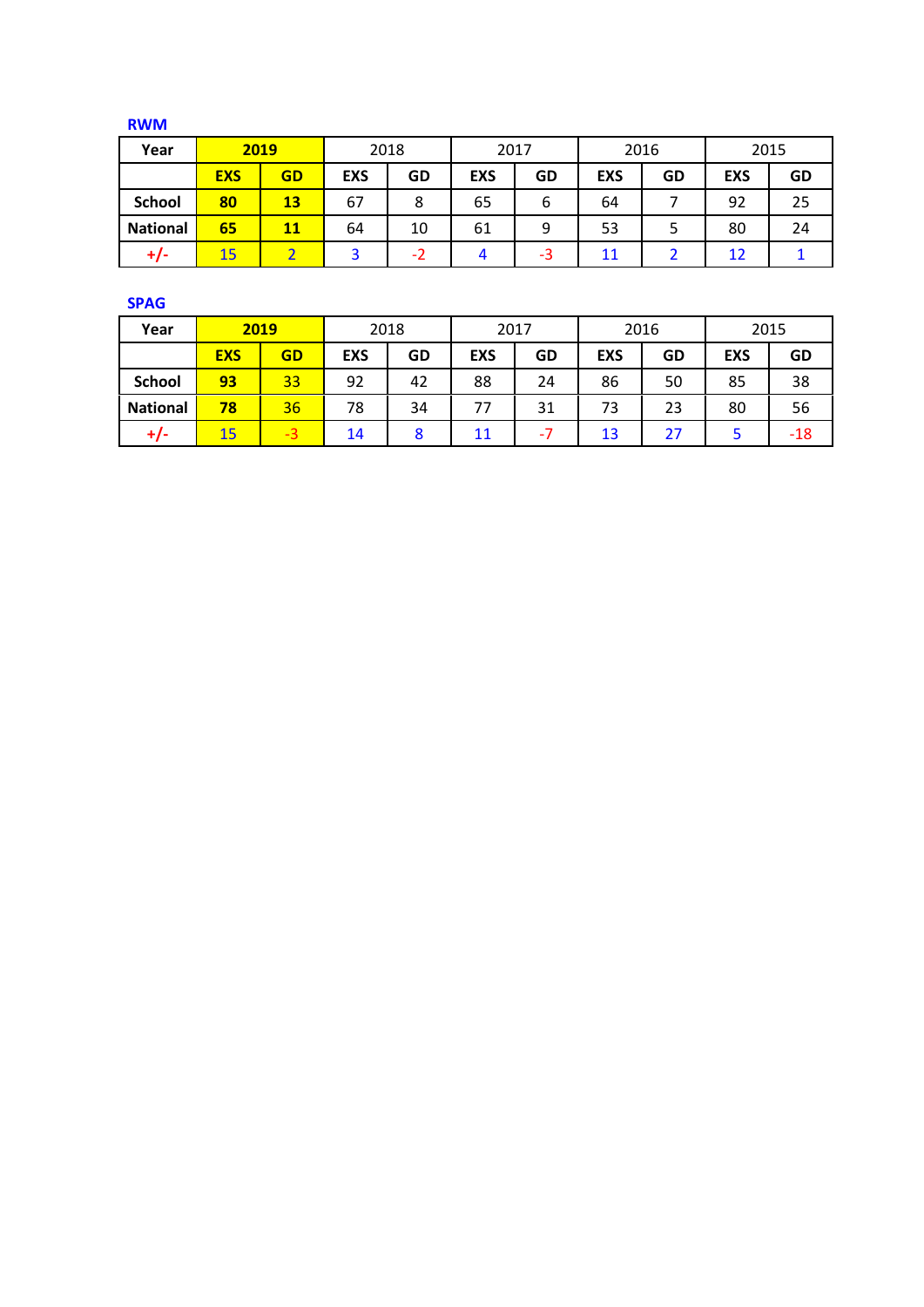**RWM**

| Year | 2019 | | 2018 | | 2017 | | 2016 | | 2015 | |
|---|---|---|---|---|---|---|---|---|---|---|
| | EXS | GD | EXS | GD | EXS | GD | EXS | GD | EXS | GD |
| School | 80 | 13 | 67 | 8 | 65 | 6 | 64 | 7 | 92 | 25 |
| National | 65 | 11 | 64 | 10 | 61 | 9 | 53 | 5 | 80 | 24 |
| +/- | 15 | 2 | 3 | -2 | 4 | -3 | 11 | 2 | 12 | 1 |

**SPAG**

| Year | 2019 | | 2018 | | 2017 | | 2016 | | 2015 | |
|---|---|---|---|---|---|---|---|---|---|---|
| | EXS | GD | EXS | GD | EXS | GD | EXS | GD | EXS | GD |
| School | 93 | 33 | 92 | 42 | 88 | 24 | 86 | 50 | 85 | 38 |
| National | 78 | 36 | 78 | 34 | 77 | 31 | 73 | 23 | 80 | 56 |
| +/- | 15 | -3 | 14 | 8 | 11 | -7 | 13 | 27 | 5 | -18 |